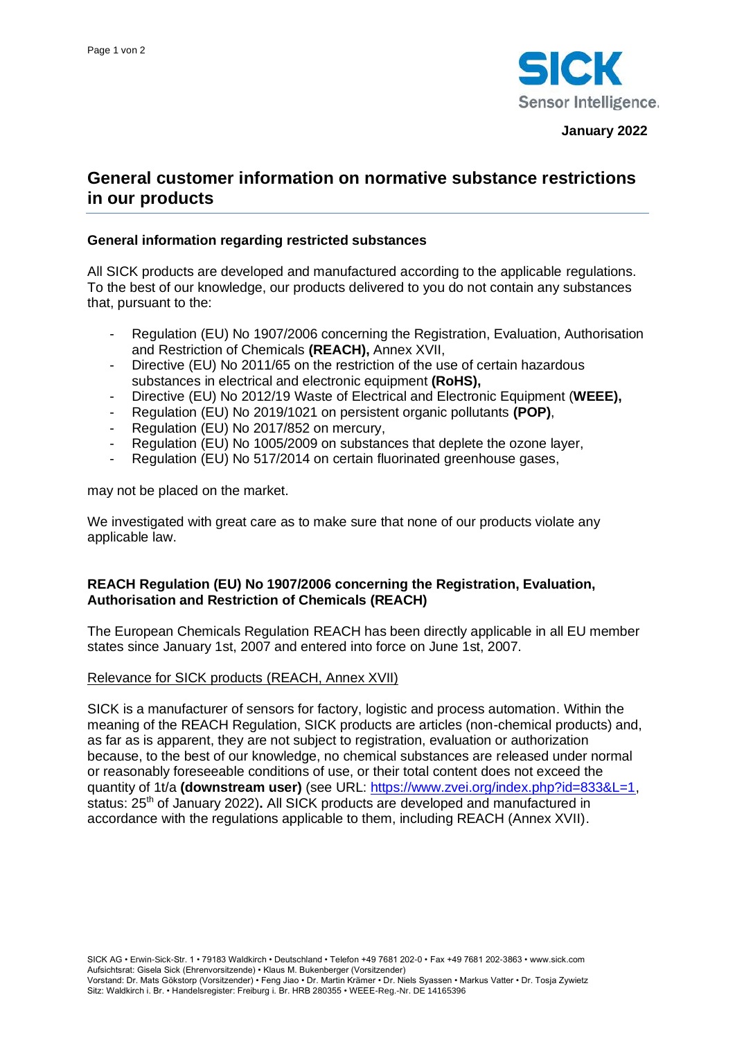January 2022

# General customer information on normative substance restrictions in our products

### General information regarding restricted substances

All SICK products are developed and manufactured according to the applicable regulations. To the best of our knowledge, our products delivered to you do not contain any substances that, pursuant to the:

- Regulation (EU) No 1907/2006 concerning the Registration, Evaluation, Authorisation and Restriction of Chemicals **(REACH),** Annex XVII,
- Directive (EU) No 2011/65 on the restriction of the use of certain hazardous substances in electrical and electronic equipment **(RoHS),**
- Directive (EU) No 2012/19 Waste of Electrical and Electronic Equipment (**WEEE),**
- Regulation (EU) No 2019/1021 on persistent organic pollutants **(POP)**,
- Regulation (EU) No 2017/852 on mercury,
- Regulation (EU) No 1005/2009 on substances that deplete the ozone layer,
- Regulation (EU) No 517/2014 on certain fluorinated greenhouse gases,

may not be placed on the market.

We investigated with great care as to make sure that none of our products violate any applicable law.

### REACH Regulation (EU) No 1907/2006 concerning the Registration, Evaluation, Authorisation and Restriction of Chemicals (REACH)

The European Chemicals Regulation REACH has been directly applicable in all EU member states since January 1st, 2007 and entered into force on June 1st, 2007.

Relevance for SICK products (REACH, Annex XVII)

SICK is a manufacturer of sensors for factory, logistic and process automation. Within the meaning of the REACH Regulation, SICK products are articles (non-chemical products) and, as far as is apparent, they are not subject to registration, evaluation or authorization because, to the best of our knowledge, no chemical substances are released under normal or reasonably foreseeable conditions of use, or their total content does not exceed the quantity of 1t/a **(downstream user)** (see URL: https://www.zvei.org/index.php?id=833&L=1, status: 25th of January 2022)**.** All SICK products are developed and manufactured in accordance with the regulations applicable to them, including REACH (Annex XVII).

SICK AG • Erwin-Sick-Str. 1 • 79183 Waldkirch • Deutschland • Telefon +49 7681 202-0 • Fax +49 7681 202-3863 • www.sick.com
Aufsichtsrat: Gisela Sick (Ehrenvorsitzende) • Klaus M. Bukenberger (Vorsitzender)
Vorstand: Dr. Mats Gökstorp (Vorsitzender) • Feng Jiao • Dr. Martin Krämer • Dr. Niels Syassen • Markus Vatter • Dr. Tosja Zywietz
Sitz: Waldkirch i. Br. • Handelsregister: Freiburg i. Br. HRB 280355 • WEEE-Reg.-Nr. DE 14165396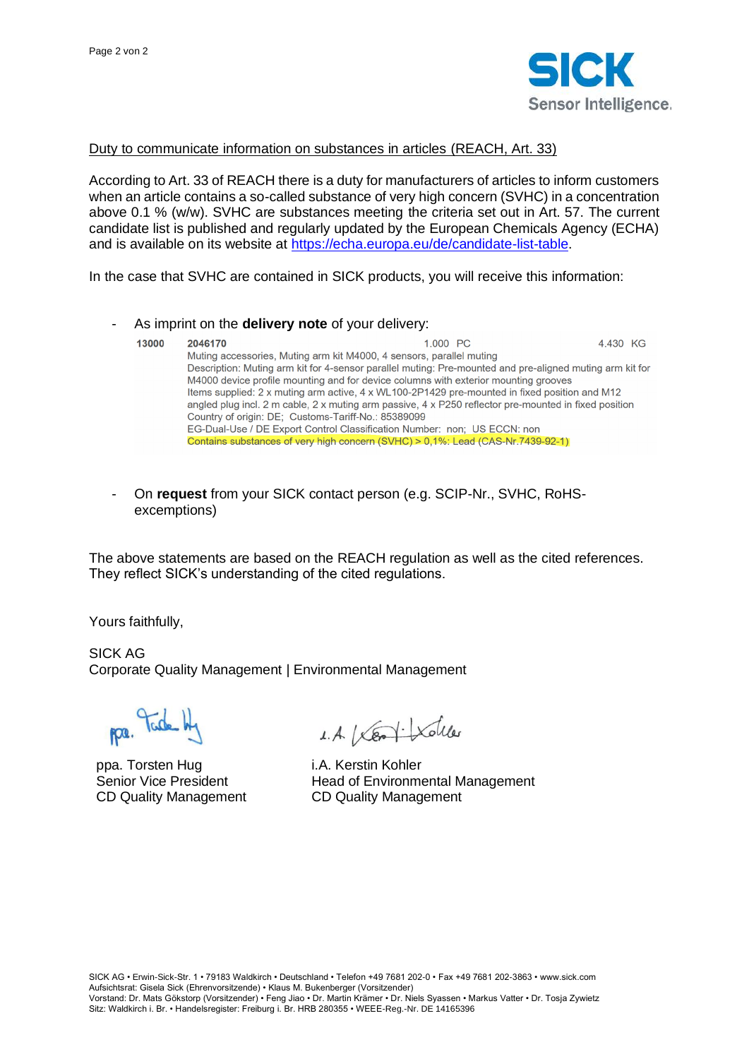Duty to communicate information on substances in articles (REACH, Art. 33)

According to Art. 33 of REACH there is a duty for manufacturers of articles to inform customers when an article contains a so-called substance of very high concern (SVHC) in a concentration above 0.1 % (w/w). SVHC are substances meeting the criteria set out in Art. 57. The current candidate list is published and regularly updated by the European Chemicals Agency (ECHA) and is available on its website at https://echa.europa.eu/de/candidate-list-table.

In the case that SVHC are contained in SICK products, you will receive this information:

- As imprint on the **delivery note** of your delivery:

  **13000** **2046170** 1.000 PC 4.430 KG
  Muting accessories, Muting arm kit M4000, 4 sensors, parallel muting
  Description: Muting arm kit for 4-sensor parallel muting: Pre-mounted and pre-aligned muting arm kit for M4000 device profile mounting and for device columns with exterior mounting grooves
  Items supplied: 2 x muting arm active, 4 x WL100-2P1429 pre-mounted in fixed position and M12 angled plug incl. 2 m cable, 2 x muting arm passive, 4 x P250 reflector pre-mounted in fixed position
  Country of origin: DE; Customs-Tariff-No.: 85389099
  EG-Dual-Use / DE Export Control Classification Number: non; US ECCN: non
  Contains substances of very high concern (SVHC) > 0,1%: Lead (CAS-Nr.7439-92-1)

- On **request** from your SICK contact person (e.g. SCIP-Nr., SVHC, RoHS-excemptions)

The above statements are based on the REACH regulation as well as the cited references. They reflect SICK's understanding of the cited regulations.

Yours faithfully,

SICK AG
Corporate Quality Management | Environmental Management

ppa. Torsten Hug
Senior Vice President
CD Quality Management

i.A. Kerstin Kohler
Head of Environmental Management
CD Quality Management

SICK AG • Erwin-Sick-Str. 1 • 79183 Waldkirch • Deutschland • Telefon +49 7681 202-0 • Fax +49 7681 202-3863 • www.sick.com
Aufsichtsrat: Gisela Sick (Ehrenvorsitzende) • Klaus M. Bukenberger (Vorsitzender)
Vorstand: Dr. Mats Gökstorp (Vorsitzender) • Feng Jiao • Dr. Martin Krämer • Dr. Niels Syassen • Markus Vatter • Dr. Tosja Zywietz
Sitz: Waldkirch i. Br. • Handelsregister: Freiburg i. Br. HRB 280355 • WEEE-Reg.-Nr. DE 14165396